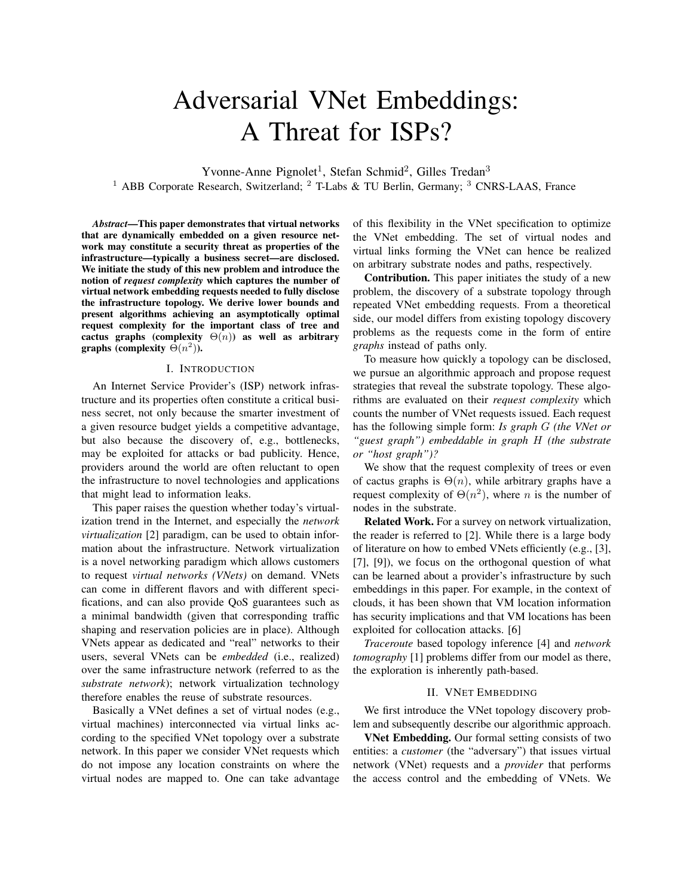# Adversarial VNet Embeddings: A Threat for ISPs?

Yvonne-Anne Pignolet[1], Stefan Schmid[2], Gilles Tredan[3]

[1] ABB Corporate Research, Switzerland; [2] T-Labs & TU Berlin, Germany; [3] CNRS-LAAS, France

***Abstract*—This paper demonstrates that virtual networks that are dynamically embedded on a given resource network may constitute a security threat as properties of the infrastructure—typically a business secret—are disclosed. We initiate the study of this new problem and introduce the notion of *request complexity* which captures the number of virtual network embedding requests needed to fully disclose the infrastructure topology. We derive lower bounds and present algorithms achieving an asymptotically optimal request complexity for the important class of tree and cactus graphs (complexity $\Theta(n)$) as well as arbitrary graphs (complexity $\Theta(n^2)$).**

## I. Introduction

An Internet Service Provider's (ISP) network infrastructure and its properties often constitute a critical business secret, not only because the smarter investment of a given resource budget yields a competitive advantage, but also because the discovery of, e.g., bottlenecks, may be exploited for attacks or bad publicity. Hence, providers around the world are often reluctant to open the infrastructure to novel technologies and applications that might lead to information leaks.

This paper raises the question whether today's virtualization trend in the Internet, and especially the *network virtualization* [2] paradigm, can be used to obtain information about the infrastructure. Network virtualization is a novel networking paradigm which allows customers to request *virtual networks (VNets)* on demand. VNets can come in different flavors and with different specifications, and can also provide QoS guarantees such as a minimal bandwidth (given that corresponding traffic shaping and reservation policies are in place). Although VNets appear as dedicated and "real" networks to their users, several VNets can be *embedded* (i.e., realized) over the same infrastructure network (referred to as the *substrate network*); network virtualization technology therefore enables the reuse of substrate resources.

Basically a VNet defines a set of virtual nodes (e.g., virtual machines) interconnected via virtual links according to the specified VNet topology over a substrate network. In this paper we consider VNet requests which do not impose any location constraints on where the virtual nodes are mapped to. One can take advantage of this flexibility in the VNet specification to optimize the VNet embedding. The set of virtual nodes and virtual links forming the VNet can hence be realized on arbitrary substrate nodes and paths, respectively.

**Contribution.** This paper initiates the study of a new problem, the discovery of a substrate topology through repeated VNet embedding requests. From a theoretical side, our model differs from existing topology discovery problems as the requests come in the form of entire *graphs* instead of paths only.

To measure how quickly a topology can be disclosed, we pursue an algorithmic approach and propose request strategies that reveal the substrate topology. These algorithms are evaluated on their *request complexity* which counts the number of VNet requests issued. Each request has the following simple form: *Is graph $G$ (the VNet or "guest graph") embeddable in graph $H$ (the substrate or "host graph")?*

We show that the request complexity of trees or even of cactus graphs is $\Theta(n)$, while arbitrary graphs have a request complexity of $\Theta(n^2)$, where $n$ is the number of nodes in the substrate.

**Related Work.** For a survey on network virtualization, the reader is referred to [2]. While there is a large body of literature on how to embed VNets efficiently (e.g., [3], [7], [9]), we focus on the orthogonal question of what can be learned about a provider's infrastructure by such embeddings in this paper. For example, in the context of clouds, it has been shown that VM location information has security implications and that VM locations has been exploited for collocation attacks. [6]

*Traceroute* based topology inference [4] and *network tomography* [1] problems differ from our model as there, the exploration is inherently path-based.

## II. VNet Embedding

We first introduce the VNet topology discovery problem and subsequently describe our algorithmic approach.

**VNet Embedding.** Our formal setting consists of two entities: a *customer* (the "adversary") that issues virtual network (VNet) requests and a *provider* that performs the access control and the embedding of VNets. We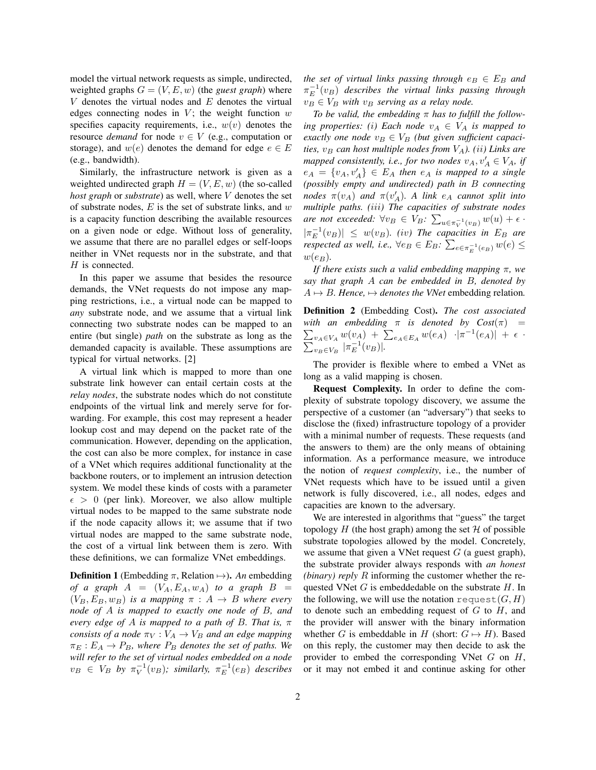model the virtual network requests as simple, undirected, weighted graphs $G = (V, E, w)$ (the *guest graph*) where $V$ denotes the virtual nodes and $E$ denotes the virtual edges connecting nodes in $V$; the weight function $w$ specifies capacity requirements, i.e., $w(v)$ denotes the resource *demand* for node $v \in V$ (e.g., computation or storage), and $w(e)$ denotes the demand for edge $e \in E$ (e.g., bandwidth).

Similarly, the infrastructure network is given as a weighted undirected graph $H = (V, E, w)$ (the so-called *host graph* or *substrate*) as well, where $V$ denotes the set of substrate nodes, $E$ is the set of substrate links, and $w$ is a capacity function describing the available resources on a given node or edge. Without loss of generality, we assume that there are no parallel edges or self-loops neither in VNet requests nor in the substrate, and that $H$ is connected.

In this paper we assume that besides the resource demands, the VNet requests do not impose any mapping restrictions, i.e., a virtual node can be mapped to *any* substrate node, and we assume that a virtual link connecting two substrate nodes can be mapped to an entire (but single) *path* on the substrate as long as the demanded capacity is available. These assumptions are typical for virtual networks. [2]

A virtual link which is mapped to more than one substrate link however can entail certain costs at the *relay nodes*, the substrate nodes which do not constitute endpoints of the virtual link and merely serve for forwarding. For example, this cost may represent a header lookup cost and may depend on the packet rate of the communication. However, depending on the application, the cost can also be more complex, for instance in case of a VNet which requires additional functionality at the backbone routers, or to implement an intrusion detection system. We model these kinds of costs with a parameter $\epsilon > 0$ (per link). Moreover, we also allow multiple virtual nodes to be mapped to the same substrate node if the node capacity allows it; we assume that if two virtual nodes are mapped to the same substrate node, the cost of a virtual link between them is zero. With these definitions, we can formalize VNet embeddings.

**Definition 1** (Embedding $\pi$, Relation $\mapsto$). *An* embedding *of a graph $A = (V_A, E_A, w_A)$ to a graph $B = (V_B, E_B, w_B)$ is a mapping $\pi : A \to B$ where every node of $A$ is mapped to exactly one node of $B$, and every edge of $A$ is mapped to a path of $B$. That is, $\pi$ consists of a node $\pi_V : V_A \to V_B$ and an edge mapping $\pi_E : E_A \to P_B$, where $P_B$ denotes the set of paths. We will refer to the set of virtual nodes embedded on a node $v_B \in V_B$ by $\pi_V^{-1}(v_B)$; similarly, $\pi_E^{-1}(e_B)$ describes the set of virtual links passing through $e_B \in E_B$ and $\pi_E^{-1}(v_B)$ describes the virtual links passing through $v_B \in V_B$ with $v_B$ serving as a relay node.*

*To be valid, the embedding $\pi$ has to fulfill the following properties: (i) Each node $v_A \in V_A$ is mapped to exactly one node $v_B \in V_B$ (but given sufficient capacities, $v_B$ can host multiple nodes from $V_A$). (ii) Links are mapped consistently, i.e., for two nodes $v_A, v_A' \in V_A$, if $e_A = \{v_A, v_A'\} \in E_A$ then $e_A$ is mapped to a single (possibly empty and undirected) path in $B$ connecting nodes $\pi(v_A)$ and $\pi(v_A')$. A link $e_A$ cannot split into multiple paths. (iii) The capacities of substrate nodes are not exceeded: $\forall v_B \in V_B$: $\sum_{u \in \pi_V^{-1}(v_B)} w(u) + \epsilon \cdot |\pi_E^{-1}(v_B)| \leq w(v_B)$. (iv) The capacities in $E_B$ are respected as well, i.e., $\forall e_B \in E_B$: $\sum_{e \in \pi_E^{-1}(e_B)} w(e) \leq w(e_B)$.*

*If there exists such a valid embedding mapping $\pi$, we say that graph $A$ can be embedded in $B$, denoted by $A \mapsto B$. Hence, $\mapsto$ denotes the VNet* embedding relation*.*

**Definition 2** (Embedding Cost). *The cost associated with an embedding $\pi$ is denoted by $Cost(\pi) = \sum_{v_A \in V_A} w(v_A) + \sum_{e_A \in E_A} w(e_A) \cdot |\pi^{-1}(e_A)| + \epsilon \cdot \sum_{v_B \in V_B} |\pi_E^{-1}(v_B)|$.*

The provider is flexible where to embed a VNet as long as a valid mapping is chosen.

**Request Complexity.** In order to define the complexity of substrate topology discovery, we assume the perspective of a customer (an "adversary") that seeks to disclose the (fixed) infrastructure topology of a provider with a minimal number of requests. These requests (and the answers to them) are the only means of obtaining information. As a performance measure, we introduce the notion of *request complexity*, i.e., the number of VNet requests which have to be issued until a given network is fully discovered, i.e., all nodes, edges and capacities are known to the adversary.

We are interested in algorithms that "guess" the target topology $H$ (the host graph) among the set $\mathcal{H}$ of possible substrate topologies allowed by the model. Concretely, we assume that given a VNet request $G$ (a guest graph), the substrate provider always responds with *an honest (binary) reply* $R$ informing the customer whether the requested VNet $G$ is embeddedable on the substrate $H$. In the following, we will use the notation `request(G, H)` to denote such an embedding request of $G$ to $H$, and the provider will answer with the binary information whether $G$ is embeddable in $H$ (short: $G \mapsto H$). Based on this reply, the customer may then decide to ask the provider to embed the corresponding VNet $G$ on $H$, or it may not embed it and continue asking for other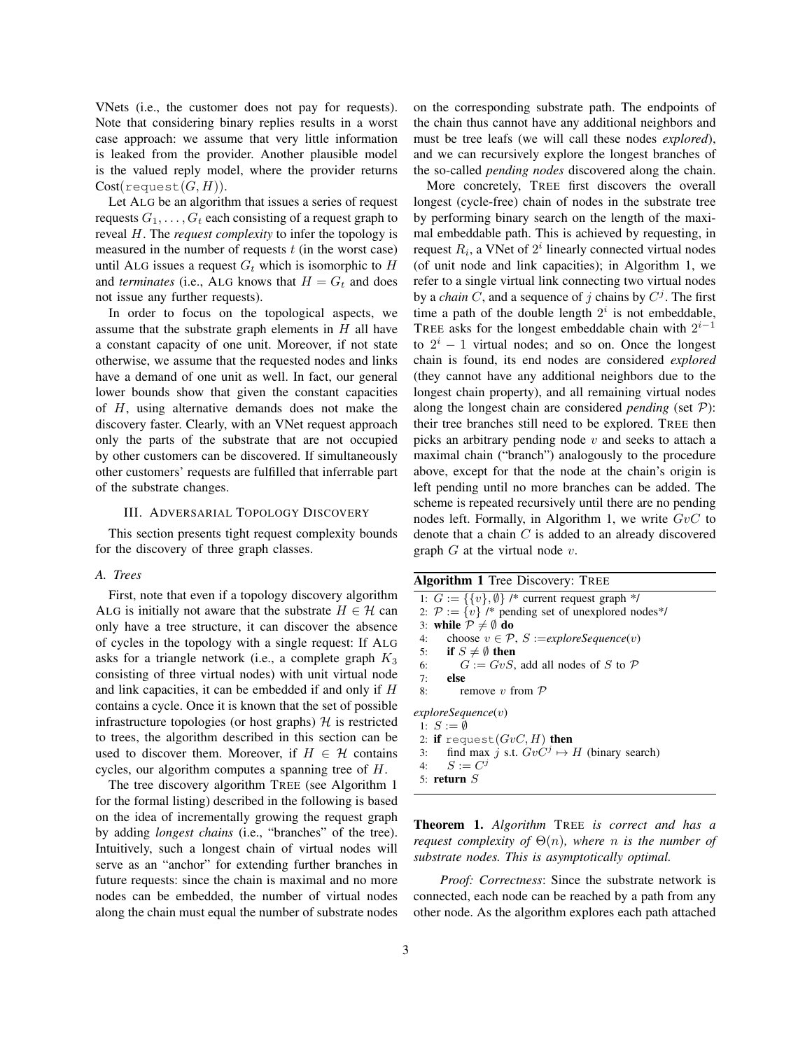VNets (i.e., the customer does not pay for requests). Note that considering binary replies results in a worst case approach: we assume that very little information is leaked from the provider. Another plausible model is the valued reply model, where the provider returns Cost(`request`$(G, H)$).

Let ALG be an algorithm that issues a series of request requests $G_1, \ldots, G_t$ each consisting of a request graph to reveal $H$. The *request complexity* to infer the topology is measured in the number of requests $t$ (in the worst case) until ALG issues a request $G_t$ which is isomorphic to $H$ and *terminates* (i.e., ALG knows that $H = G_t$ and does not issue any further requests).

In order to focus on the topological aspects, we assume that the substrate graph elements in $H$ all have a constant capacity of one unit. Moreover, if not state otherwise, we assume that the requested nodes and links have a demand of one unit as well. In fact, our general lower bounds show that given the constant capacities of $H$, using alternative demands does not make the discovery faster. Clearly, with an VNet request approach only the parts of the substrate that are not occupied by other customers can be discovered. If simultaneously other customers' requests are fulfilled that inferrable part of the substrate changes.

## III. Adversarial Topology Discovery

This section presents tight request complexity bounds for the discovery of three graph classes.

### A. Trees

First, note that even if a topology discovery algorithm ALG is initially not aware that the substrate $H \in \mathcal{H}$ can only have a tree structure, it can discover the absence of cycles in the topology with a single request: If ALG asks for a triangle network (i.e., a complete graph $K_3$ consisting of three virtual nodes) with unit virtual node and link capacities, it can be embedded if and only if $H$ contains a cycle. Once it is known that the set of possible infrastructure topologies (or host graphs) $\mathcal{H}$ is restricted to trees, the algorithm described in this section can be used to discover them. Moreover, if $H \in \mathcal{H}$ contains cycles, our algorithm computes a spanning tree of $H$.

The tree discovery algorithm TREE (see Algorithm 1 for the formal listing) described in the following is based on the idea of incrementally growing the request graph by adding *longest chains* (i.e., "branches" of the tree). Intuitively, such a longest chain of virtual nodes will serve as an "anchor" for extending further branches in future requests: since the chain is maximal and no more nodes can be embedded, the number of virtual nodes along the chain must equal the number of substrate nodes on the corresponding substrate path. The endpoints of the chain thus cannot have any additional neighbors and must be tree leafs (we will call these nodes *explored*), and we can recursively explore the longest branches of the so-called *pending nodes* discovered along the chain.

More concretely, TREE first discovers the overall longest (cycle-free) chain of nodes in the substrate tree by performing binary search on the length of the maximal embeddable path. This is achieved by requesting, in request $R_i$, a VNet of $2^i$ linearly connected virtual nodes (of unit node and link capacities); in Algorithm 1, we refer to a single virtual link connecting two virtual nodes by a *chain* $C$, and a sequence of $j$ chains by $C^j$. The first time a path of the double length $2^i$ is not embeddable, TREE asks for the longest embeddable chain with $2^{i-1}$ to $2^i - 1$ virtual nodes; and so on. Once the longest chain is found, its end nodes are considered *explored* (they cannot have any additional neighbors due to the longest chain property), and all remaining virtual nodes along the longest chain are considered *pending* (set $\mathcal{P}$): their tree branches still need to be explored. TREE then picks an arbitrary pending node $v$ and seeks to attach a maximal chain ("branch") analogously to the procedure above, except for that the node at the chain's origin is left pending until no more branches can be added. The scheme is repeated recursively until there are no pending nodes left. Formally, in Algorithm 1, we write $GvC$ to denote that a chain $C$ is added to an already discovered graph $G$ at the virtual node $v$.

**Algorithm 1** Tree Discovery: TREE

```
1: G := {{v}, ∅} /* current request graph */
2: P := {v} /* pending set of unexplored nodes*/
3: while P ≠ ∅ do
4:    choose v ∈ P, S := exploreSequence(v)
5:    if S ≠ ∅ then
6:       G := GvS, add all nodes of S to P
7:    else
8:       remove v from P

exploreSequence(v)
1: S := ∅
2: if request(GvC, H) then
3:    find max j s.t. GvC^j ↦ H (binary search)
4:    S := C^j
5: return S
```

**Theorem 1.** *Algorithm* TREE *is correct and has a request complexity of $\Theta(n)$, where $n$ is the number of substrate nodes. This is asymptotically optimal.*

*Proof: Correctness*: Since the substrate network is connected, each node can be reached by a path from any other node. As the algorithm explores each path attached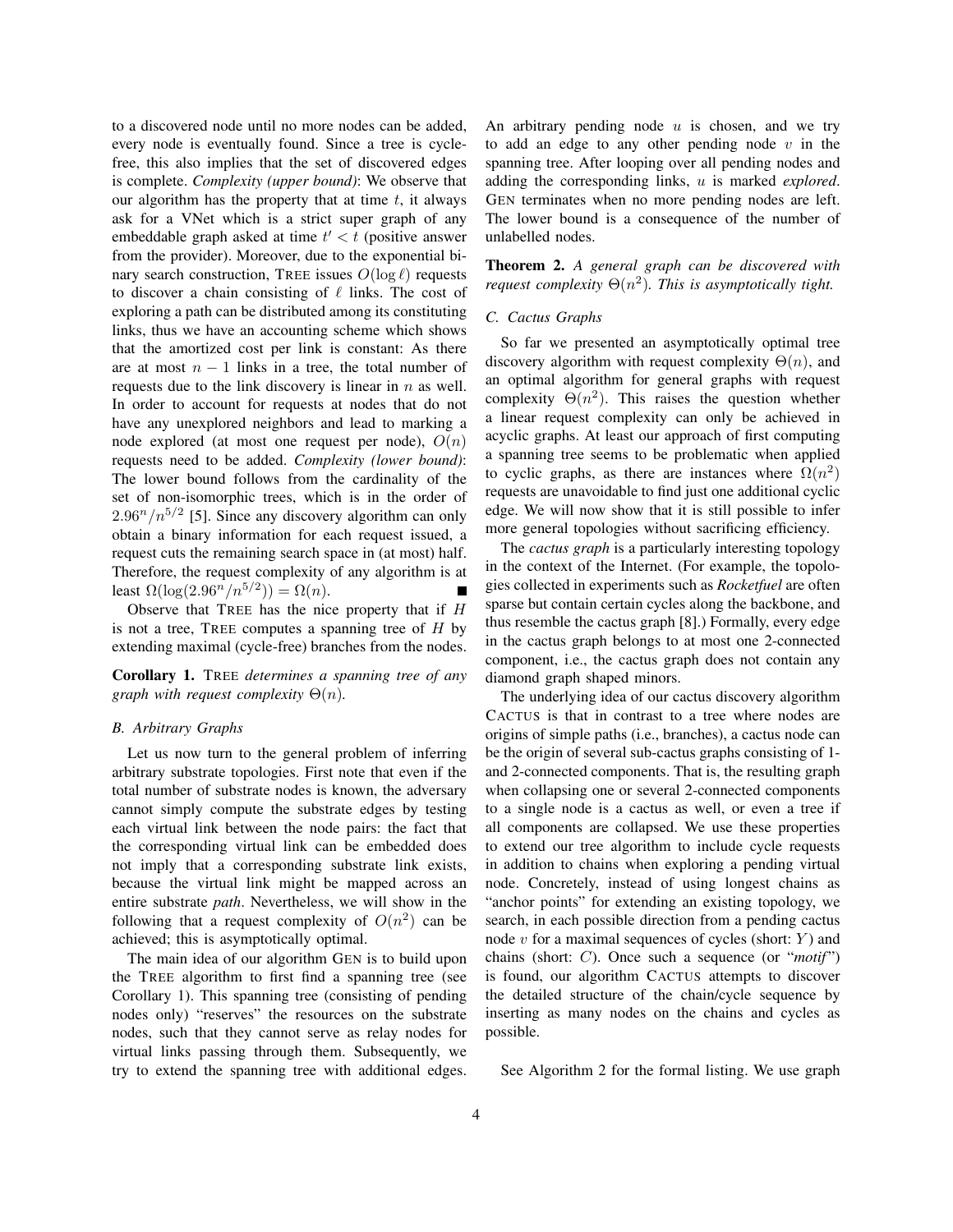to a discovered node until no more nodes can be added, every node is eventually found. Since a tree is cycle-free, this also implies that the set of discovered edges is complete. *Complexity (upper bound)*: We observe that our algorithm has the property that at time $t$, it always ask for a VNet which is a strict super graph of any embeddable graph asked at time $t' < t$ (positive answer from the provider). Moreover, due to the exponential binary search construction, TREE issues $O(\log \ell)$ requests to discover a chain consisting of $\ell$ links. The cost of exploring a path can be distributed among its constituting links, thus we have an accounting scheme which shows that the amortized cost per link is constant: As there are at most $n-1$ links in a tree, the total number of requests due to the link discovery is linear in $n$ as well. In order to account for requests at nodes that do not have any unexplored neighbors and lead to marking a node explored (at most one request per node), $O(n)$ requests need to be added. *Complexity (lower bound)*: The lower bound follows from the cardinality of the set of non-isomorphic trees, which is in the order of $2.96^n/n^{5/2}$ [5]. Since any discovery algorithm can only obtain a binary information for each request issued, a request cuts the remaining search space in (at most) half. Therefore, the request complexity of any algorithm is at least $\Omega(\log(2.96^n/n^{5/2})) = \Omega(n)$. ■

Observe that TREE has the nice property that if $H$ is not a tree, TREE computes a spanning tree of $H$ by extending maximal (cycle-free) branches from the nodes.

**Corollary 1.** *TREE determines a spanning tree of any graph with request complexity $\Theta(n)$.*

### B. Arbitrary Graphs

Let us now turn to the general problem of inferring arbitrary substrate topologies. First note that even if the total number of substrate nodes is known, the adversary cannot simply compute the substrate edges by testing each virtual link between the node pairs: the fact that the corresponding virtual link can be embedded does not imply that a corresponding substrate link exists, because the virtual link might be mapped across an entire substrate *path*. Nevertheless, we will show in the following that a request complexity of $O(n^2)$ can be achieved; this is asymptotically optimal.

The main idea of our algorithm GEN is to build upon the TREE algorithm to first find a spanning tree (see Corollary 1). This spanning tree (consisting of pending nodes only) "reserves" the resources on the substrate nodes, such that they cannot serve as relay nodes for virtual links passing through them. Subsequently, we try to extend the spanning tree with additional edges. An arbitrary pending node $u$ is chosen, and we try to add an edge to any other pending node $v$ in the spanning tree. After looping over all pending nodes and adding the corresponding links, $u$ is marked *explored*. GEN terminates when no more pending nodes are left. The lower bound is a consequence of the number of unlabelled nodes.

**Theorem 2.** *A general graph can be discovered with request complexity $\Theta(n^2)$. This is asymptotically tight.*

### C. Cactus Graphs

So far we presented an asymptotically optimal tree discovery algorithm with request complexity $\Theta(n)$, and an optimal algorithm for general graphs with request complexity $\Theta(n^2)$. This raises the question whether a linear request complexity can only be achieved in acyclic graphs. At least our approach of first computing a spanning tree seems to be problematic when applied to cyclic graphs, as there are instances where $\Omega(n^2)$ requests are unavoidable to find just one additional cyclic edge. We will now show that it is still possible to infer more general topologies without sacrificing efficiency.

The *cactus graph* is a particularly interesting topology in the context of the Internet. (For example, the topologies collected in experiments such as *Rocketfuel* are often sparse but contain certain cycles along the backbone, and thus resemble the cactus graph [8].) Formally, every edge in the cactus graph belongs to at most one 2-connected component, i.e., the cactus graph does not contain any diamond graph shaped minors.

The underlying idea of our cactus discovery algorithm CACTUS is that in contrast to a tree where nodes are origins of simple paths (i.e., branches), a cactus node can be the origin of several sub-cactus graphs consisting of 1- and 2-connected components. That is, the resulting graph when collapsing one or several 2-connected components to a single node is a cactus as well, or even a tree if all components are collapsed. We use these properties to extend our tree algorithm to include cycle requests in addition to chains when exploring a pending virtual node. Concretely, instead of using longest chains as "anchor points" for extending an existing topology, we search, in each possible direction from a pending cactus node $v$ for a maximal sequences of cycles (short: $Y$) and chains (short: $C$). Once such a sequence (or "*motif*") is found, our algorithm CACTUS attempts to discover the detailed structure of the chain/cycle sequence by inserting as many nodes on the chains and cycles as possible.

See Algorithm 2 for the formal listing. We use graph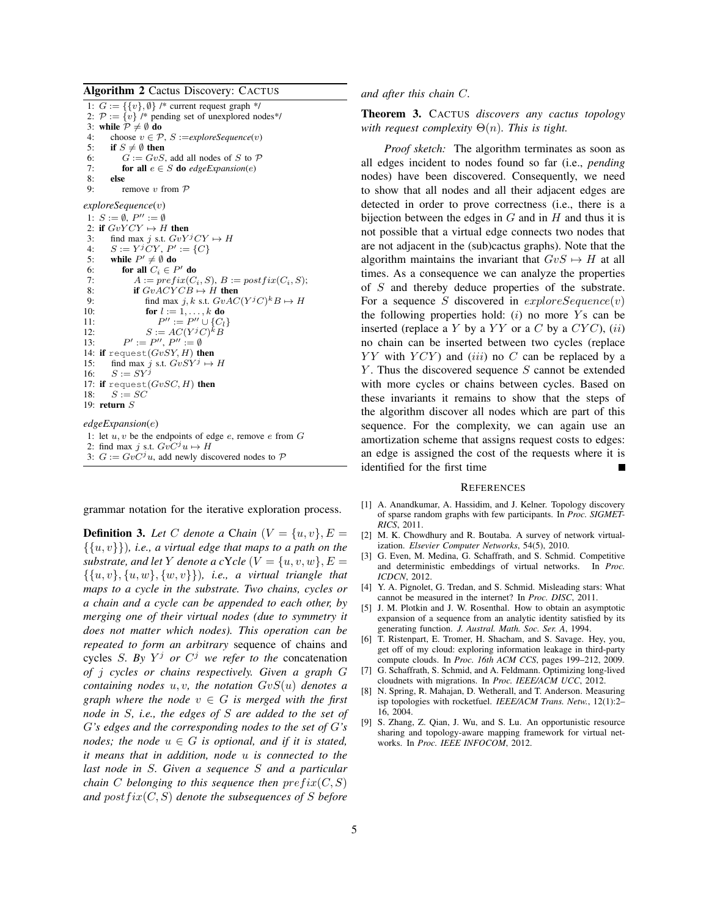**Algorithm 2** Cactus Discovery: CACTUS

```
1: G := {{v}, ∅} /* current request graph */
2: P := {v} /* pending set of unexplored nodes*/
3: while P ≠ ∅ do
4:    choose v ∈ P, S := exploreSequence(v)
5:    if S ≠ ∅ then
6:       G := GvS, add all nodes of S to P
7:       for all e ∈ S do edgeExpansion(e)
8:    else
9:       remove v from P
```

*exploreSequence*($v$)

```
1: S := ∅, P'' := ∅
2: if GvYCY ↦ H then
3:    find max j s.t. GvY^jCY ↦ H
4:    S := Y^jCY, P' := {C}
5:    while P' ≠ ∅ do
6:       for all C_i ∈ P' do
7:          A := prefix(C_i, S), B := postfix(C_i, S);
8:          if GvACYCB ↦ H then
9:             find max j, k s.t. GvAC(Y^jC)^kB ↦ H
10:            for l := 1, ..., k do
11:               P'' := P'' ∪ {C_l}
12:            S := AC(Y^jC)^kB
13:      P' := P'', P'' := ∅
14: if request(GvSY, H) then
15:    find max j s.t. GvSY^j ↦ H
16:    S := SY^j
17: if request(GvSC, H) then
18:    S := SC
19: return S
```

*edgeExpansion*($e$)

```
1: let u, v be the endpoints of edge e, remove e from G
2: find max j s.t. GvC^ju ↦ H
3: G := GvC^ju, add newly discovered nodes to P
```

grammar notation for the iterative exploration process.

**Definition 3.** *Let $C$ denote a* Chain *($V = \{u, v\}, E = \{\{u, v\}\}$), i.e., a virtual edge that maps to a path on the substrate, and let $Y$ denote a c*Ycle *($V = \{u, v, w\}, E = \{\{u, v\}, \{u, w\}, \{w, v\}\}$), i.e., a virtual triangle that maps to a cycle in the substrate. Two chains, cycles or a chain and a cycle can be appended to each other, by merging one of their virtual nodes (due to symmetry it does not matter which nodes). This operation can be repeated to form an arbitrary* sequence *of chains and cycles $S$. By $Y^j$ or $C^j$ we refer to the* concatenation *of $j$ cycles or chains respectively. Given a graph $G$ containing nodes $u, v$, the notation $GvS(u)$ denotes a graph where the node $v \in G$ is merged with the first node in $S$, i.e., the edges of $S$ are added to the set of $G$'s edges and the corresponding nodes to the set of $G$'s nodes; the node $u \in G$ is optional, and if it is stated, it means that in addition, node $u$ is connected to the last node in $S$. Given a sequence $S$ and a particular chain $C$ belonging to this sequence then $prefix(C, S)$ and $postfix(C, S)$ denote the subsequences of $S$ before and after this chain $C$.*

**Theorem 3.** CACTUS *discovers any cactus topology with request complexity $\Theta(n)$. This is tight.*

*Proof sketch:* The algorithm terminates as soon as all edges incident to nodes found so far (i.e., *pending* nodes) have been discovered. Consequently, we need to show that all nodes and all their adjacent edges are detected in order to prove correctness (i.e., there is a bijection between the edges in $G$ and in $H$ and thus it is not possible that a virtual edge connects two nodes that are not adjacent in the (sub)cactus graphs). Note that the algorithm maintains the invariant that $GvS \mapsto H$ at all times. As a consequence we can analyze the properties of $S$ and thereby deduce properties of the substrate. For a sequence $S$ discovered in $exploreSequence(v)$ the following properties hold: $(i)$ no more $Y$s can be inserted (replace a $Y$ by a $YY$ or a $C$ by a $CYC$), $(ii)$ no chain can be inserted between two cycles (replace $YY$ with $YCY$) and $(iii)$ no $C$ can be replaced by a $Y$. Thus the discovered sequence $S$ cannot be extended with more cycles or chains between cycles. Based on these invariants it remains to show that the steps of the algorithm discover all nodes which are part of this sequence. For the complexity, we can again use an amortization scheme that assigns request costs to edges: an edge is assigned the cost of the requests where it is identified for the first time ∎

## REFERENCES

[1] A. Anandkumar, A. Hassidim, and J. Kelner. Topology discovery of sparse random graphs with few participants. In *Proc. SIGMETRICS*, 2011.

[2] M. K. Chowdhury and R. Boutaba. A survey of network virtualization. *Elsevier Computer Networks*, 54(5), 2010.

[3] G. Even, M. Medina, G. Schaffrath, and S. Schmid. Competitive and deterministic embeddings of virtual networks. In *Proc. ICDCN*, 2012.

[4] Y. A. Pignolet, G. Tredan, and S. Schmid. Misleading stars: What cannot be measured in the internet? In *Proc. DISC*, 2011.

[5] J. M. Plotkin and J. W. Rosenthal. How to obtain an asymptotic expansion of a sequence from an analytic identity satisfied by its generating function. *J. Austral. Math. Soc. Ser. A*, 1994.

[6] T. Ristenpart, E. Tromer, H. Shacham, and S. Savage. Hey, you, get off of my cloud: exploring information leakage in third-party compute clouds. In *Proc. 16th ACM CCS*, pages 199–212, 2009.

[7] G. Schaffrath, S. Schmid, and A. Feldmann. Optimizing long-lived cloudnets with migrations. In *Proc. IEEE/ACM UCC*, 2012.

[8] N. Spring, R. Mahajan, D. Wetherall, and T. Anderson. Measuring isp topologies with rocketfuel. *IEEE/ACM Trans. Netw.*, 12(1):2–16, 2004.

[9] S. Zhang, Z. Qian, J. Wu, and S. Lu. An opportunistic resource sharing and topology-aware mapping framework for virtual networks. In *Proc. IEEE INFOCOM*, 2012.